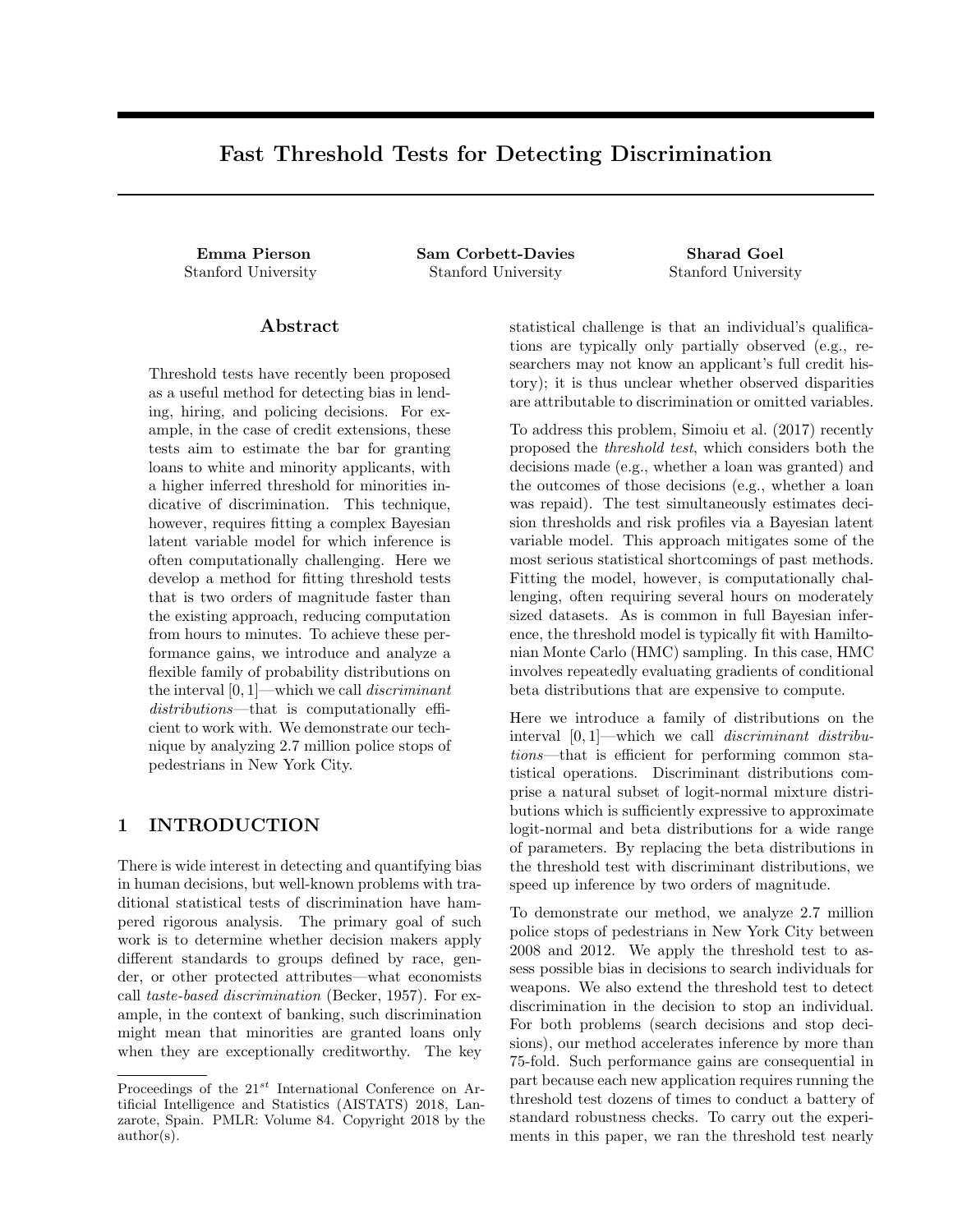# Fast Threshold Tests for Detecting Discrimination

**Emma Pierson**
Stanford University

**Sam Corbett-Davies**
Stanford University

**Sharad Goel**
Stanford University

## Abstract

Threshold tests have recently been proposed as a useful method for detecting bias in lending, hiring, and policing decisions. For example, in the case of credit extensions, these tests aim to estimate the bar for granting loans to white and minority applicants, with a higher inferred threshold for minorities indicative of discrimination. This technique, however, requires fitting a complex Bayesian latent variable model for which inference is often computationally challenging. Here we develop a method for fitting threshold tests that is two orders of magnitude faster than the existing approach, reducing computation from hours to minutes. To achieve these performance gains, we introduce and analyze a flexible family of probability distributions on the interval $[0, 1]$—which we call *discriminant distributions*—that is computationally efficient to work with. We demonstrate our technique by analyzing 2.7 million police stops of pedestrians in New York City.

## 1 INTRODUCTION

There is wide interest in detecting and quantifying bias in human decisions, but well-known problems with traditional statistical tests of discrimination have hampered rigorous analysis. The primary goal of such work is to determine whether decision makers apply different standards to groups defined by race, gender, or other protected attributes—what economists call *taste-based discrimination* (Becker, 1957). For example, in the context of banking, such discrimination might mean that minorities are granted loans only when they are exceptionally creditworthy. The key statistical challenge is that an individual's qualifications are typically only partially observed (e.g., researchers may not know an applicant's full credit history); it is thus unclear whether observed disparities are attributable to discrimination or omitted variables.

To address this problem, Simoiu et al. (2017) recently proposed the *threshold test*, which considers both the decisions made (e.g., whether a loan was granted) and the outcomes of those decisions (e.g., whether a loan was repaid). The test simultaneously estimates decision thresholds and risk profiles via a Bayesian latent variable model. This approach mitigates some of the most serious statistical shortcomings of past methods. Fitting the model, however, is computationally challenging, often requiring several hours on moderately sized datasets. As is common in full Bayesian inference, the threshold model is typically fit with Hamiltonian Monte Carlo (HMC) sampling. In this case, HMC involves repeatedly evaluating gradients of conditional beta distributions that are expensive to compute.

Here we introduce a family of distributions on the interval $[0, 1]$—which we call *discriminant distributions*—that is efficient for performing common statistical operations. Discriminant distributions comprise a natural subset of logit-normal mixture distributions which is sufficiently expressive to approximate logit-normal and beta distributions for a wide range of parameters. By replacing the beta distributions in the threshold test with discriminant distributions, we speed up inference by two orders of magnitude.

To demonstrate our method, we analyze 2.7 million police stops of pedestrians in New York City between 2008 and 2012. We apply the threshold test to assess possible bias in decisions to search individuals for weapons. We also extend the threshold test to detect discrimination in the decision to stop an individual. For both problems (search decisions and stop decisions), our method accelerates inference by more than 75-fold. Such performance gains are consequential in part because each new application requires running the threshold test dozens of times to conduct a battery of standard robustness checks. To carry out the experiments in this paper, we ran the threshold test nearly

Proceedings of the 21[st] International Conference on Artificial Intelligence and Statistics (AISTATS) 2018, Lanzarote, Spain. PMLR: Volume 84. Copyright 2018 by the author(s).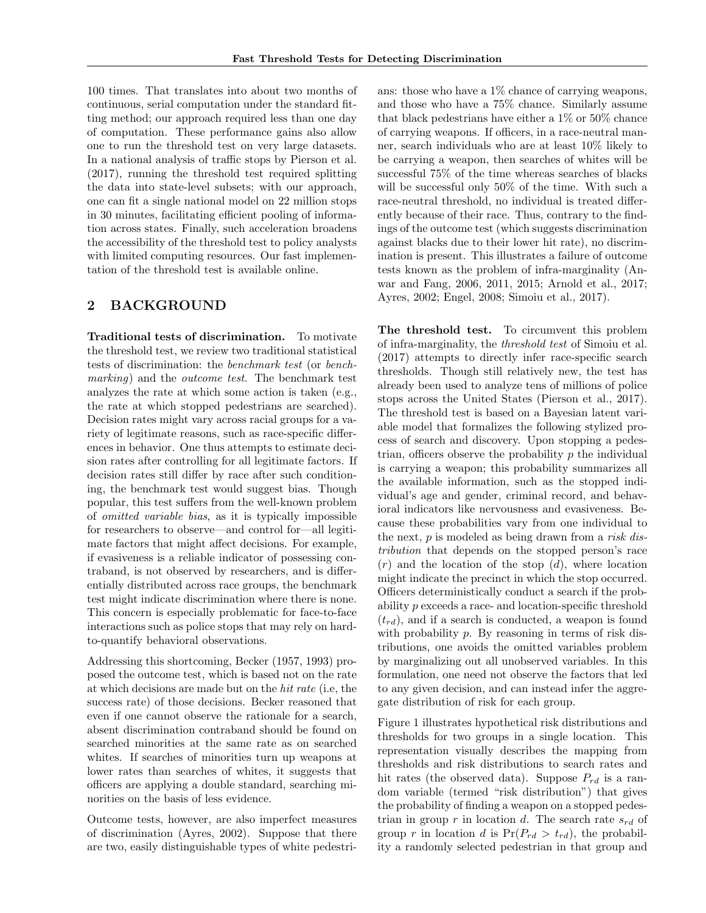100 times. That translates into about two months of continuous, serial computation under the standard fitting method; our approach required less than one day of computation. These performance gains also allow one to run the threshold test on very large datasets. In a national analysis of traffic stops by Pierson et al. (2017), running the threshold test required splitting the data into state-level subsets; with our approach, one can fit a single national model on 22 million stops in 30 minutes, facilitating efficient pooling of information across states. Finally, such acceleration broadens the accessibility of the threshold test to policy analysts with limited computing resources. Our fast implementation of the threshold test is available online.

## 2 BACKGROUND

**Traditional tests of discrimination.** To motivate the threshold test, we review two traditional statistical tests of discrimination: the *benchmark test* (or *benchmarking*) and the *outcome test*. The benchmark test analyzes the rate at which some action is taken (e.g., the rate at which stopped pedestrians are searched). Decision rates might vary across racial groups for a variety of legitimate reasons, such as race-specific differences in behavior. One thus attempts to estimate decision rates after controlling for all legitimate factors. If decision rates still differ by race after such conditioning, the benchmark test would suggest bias. Though popular, this test suffers from the well-known problem of *omitted variable bias*, as it is typically impossible for researchers to observe—and control for—all legitimate factors that might affect decisions. For example, if evasiveness is a reliable indicator of possessing contraband, is not observed by researchers, and is differentially distributed across race groups, the benchmark test might indicate discrimination where there is none. This concern is especially problematic for face-to-face interactions such as police stops that may rely on hard-to-quantify behavioral observations.

Addressing this shortcoming, Becker (1957, 1993) proposed the outcome test, which is based not on the rate at which decisions are made but on the *hit rate* (i.e, the success rate) of those decisions. Becker reasoned that even if one cannot observe the rationale for a search, absent discrimination contraband should be found on searched minorities at the same rate as on searched whites. If searches of minorities turn up weapons at lower rates than searches of whites, it suggests that officers are applying a double standard, searching minorities on the basis of less evidence.

Outcome tests, however, are also imperfect measures of discrimination (Ayres, 2002). Suppose that there are two, easily distinguishable types of white pedestrians: those who have a 1% chance of carrying weapons, and those who have a 75% chance. Similarly assume that black pedestrians have either a 1% or 50% chance of carrying weapons. If officers, in a race-neutral manner, search individuals who are at least 10% likely to be carrying a weapon, then searches of whites will be successful 75% of the time whereas searches of blacks will be successful only 50% of the time. With such a race-neutral threshold, no individual is treated differently because of their race. Thus, contrary to the findings of the outcome test (which suggests discrimination against blacks due to their lower hit rate), no discrimination is present. This illustrates a failure of outcome tests known as the problem of infra-marginality (Anwar and Fang, 2006, 2011, 2015; Arnold et al., 2017; Ayres, 2002; Engel, 2008; Simoiu et al., 2017).

**The threshold test.** To circumvent this problem of infra-marginality, the *threshold test* of Simoiu et al. (2017) attempts to directly infer race-specific search thresholds. Though still relatively new, the test has already been used to analyze tens of millions of police stops across the United States (Pierson et al., 2017). The threshold test is based on a Bayesian latent variable model that formalizes the following stylized process of search and discovery. Upon stopping a pedestrian, officers observe the probability $p$ the individual is carrying a weapon; this probability summarizes all the available information, such as the stopped individual's age and gender, criminal record, and behavioral indicators like nervousness and evasiveness. Because these probabilities vary from one individual to the next, $p$ is modeled as being drawn from a *risk distribution* that depends on the stopped person's race ($r$) and the location of the stop ($d$), where location might indicate the precinct in which the stop occurred. Officers deterministically conduct a search if the probability $p$ exceeds a race- and location-specific threshold ($t_{rd}$), and if a search is conducted, a weapon is found with probability $p$. By reasoning in terms of risk distributions, one avoids the omitted variables problem by marginalizing out all unobserved variables. In this formulation, one need not observe the factors that led to any given decision, and can instead infer the aggregate distribution of risk for each group.

Figure 1 illustrates hypothetical risk distributions and thresholds for two groups in a single location. This representation visually describes the mapping from thresholds and risk distributions to search rates and hit rates (the observed data). Suppose $P_{rd}$ is a random variable (termed "risk distribution") that gives the probability of finding a weapon on a stopped pedestrian in group $r$ in location $d$. The search rate $s_{rd}$ of group $r$ in location $d$ is $\Pr(P_{rd} > t_{rd})$, the probability a randomly selected pedestrian in that group and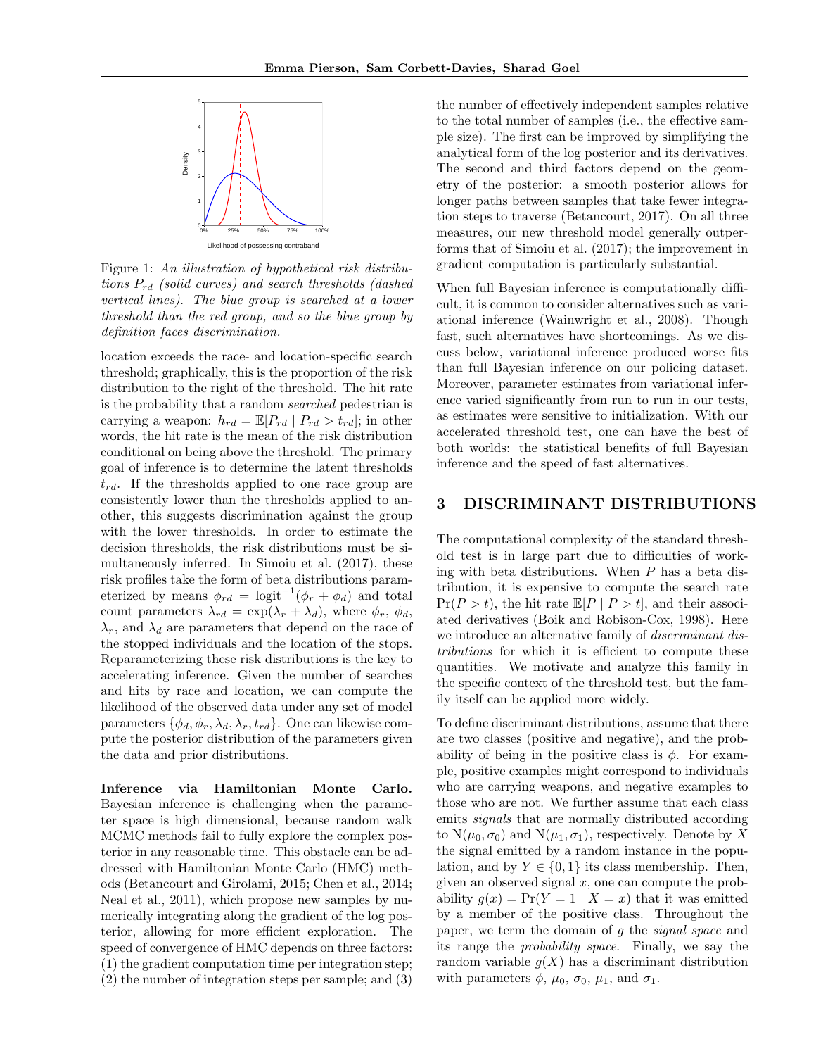Figure 1: *An illustration of hypothetical risk distributions $P_{rd}$ (solid curves) and search thresholds (dashed vertical lines). The blue group is searched at a lower threshold than the red group, and so the blue group by definition faces discrimination.*

location exceeds the race- and location-specific search threshold; graphically, this is the proportion of the risk distribution to the right of the threshold. The hit rate is the probability that a random *searched* pedestrian is carrying a weapon: $h_{rd} = \mathbb{E}[P_{rd} \mid P_{rd} > t_{rd}]$; in other words, the hit rate is the mean of the risk distribution conditional on being above the threshold. The primary goal of inference is to determine the latent thresholds $t_{rd}$. If the thresholds applied to one race group are consistently lower than the thresholds applied to another, this suggests discrimination against the group with the lower thresholds. In order to estimate the decision thresholds, the risk distributions must be simultaneously inferred. In Simoiu et al. (2017), these risk profiles take the form of beta distributions parameterized by means $\phi_{rd} = \text{logit}^{-1}(\phi_r + \phi_d)$ and total count parameters $\lambda_{rd} = \exp(\lambda_r + \lambda_d)$, where $\phi_r$, $\phi_d$, $\lambda_r$, and $\lambda_d$ are parameters that depend on the race of the stopped individuals and the location of the stops. Reparameterizing these risk distributions is the key to accelerating inference. Given the number of searches and hits by race and location, we can compute the likelihood of the observed data under any set of model parameters $\{\phi_d, \phi_r, \lambda_d, \lambda_r, t_{rd}\}$. One can likewise compute the posterior distribution of the parameters given the data and prior distributions.

**Inference via Hamiltonian Monte Carlo.** Bayesian inference is challenging when the parameter space is high dimensional, because random walk MCMC methods fail to fully explore the complex posterior in any reasonable time. This obstacle can be addressed with Hamiltonian Monte Carlo (HMC) methods (Betancourt and Girolami, 2015; Chen et al., 2014; Neal et al., 2011), which propose new samples by numerically integrating along the gradient of the log posterior, allowing for more efficient exploration. The speed of convergence of HMC depends on three factors: (1) the gradient computation time per integration step; (2) the number of integration steps per sample; and (3) the number of effectively independent samples relative to the total number of samples (i.e., the effective sample size). The first can be improved by simplifying the analytical form of the log posterior and its derivatives. The second and third factors depend on the geometry of the posterior: a smooth posterior allows for longer paths between samples that take fewer integration steps to traverse (Betancourt, 2017). On all three measures, our new threshold model generally outperforms that of Simoiu et al. (2017); the improvement in gradient computation is particularly substantial.

When full Bayesian inference is computationally difficult, it is common to consider alternatives such as variational inference (Wainwright et al., 2008). Though fast, such alternatives have shortcomings. As we discuss below, variational inference produced worse fits than full Bayesian inference on our policing dataset. Moreover, parameter estimates from variational inference varied significantly from run to run in our tests, as estimates were sensitive to initialization. With our accelerated threshold test, one can have the best of both worlds: the statistical benefits of full Bayesian inference and the speed of fast alternatives.

## 3 DISCRIMINANT DISTRIBUTIONS

The computational complexity of the standard threshold test is in large part due to difficulties of working with beta distributions. When $P$ has a beta distribution, it is expensive to compute the search rate $\Pr(P > t)$, the hit rate $\mathbb{E}[P \mid P > t]$, and their associated derivatives (Boik and Robison-Cox, 1998). Here we introduce an alternative family of *discriminant distributions* for which it is efficient to compute these quantities. We motivate and analyze this family in the specific context of the threshold test, but the family itself can be applied more widely.

To define discriminant distributions, assume that there are two classes (positive and negative), and the probability of being in the positive class is $\phi$. For example, positive examples might correspond to individuals who are carrying weapons, and negative examples to those who are not. We further assume that each class emits *signals* that are normally distributed according to $\text{N}(\mu_0, \sigma_0)$ and $\text{N}(\mu_1, \sigma_1)$, respectively. Denote by $X$ the signal emitted by a random instance in the population, and by $Y \in \{0, 1\}$ its class membership. Then, given an observed signal $x$, one can compute the probability $g(x) = \Pr(Y = 1 \mid X = x)$ that it was emitted by a member of the positive class. Throughout the paper, we term the domain of $g$ the *signal space* and its range the *probability space*. Finally, we say the random variable $g(X)$ has a discriminant distribution with parameters $\phi$, $\mu_0$, $\sigma_0$, $\mu_1$, and $\sigma_1$.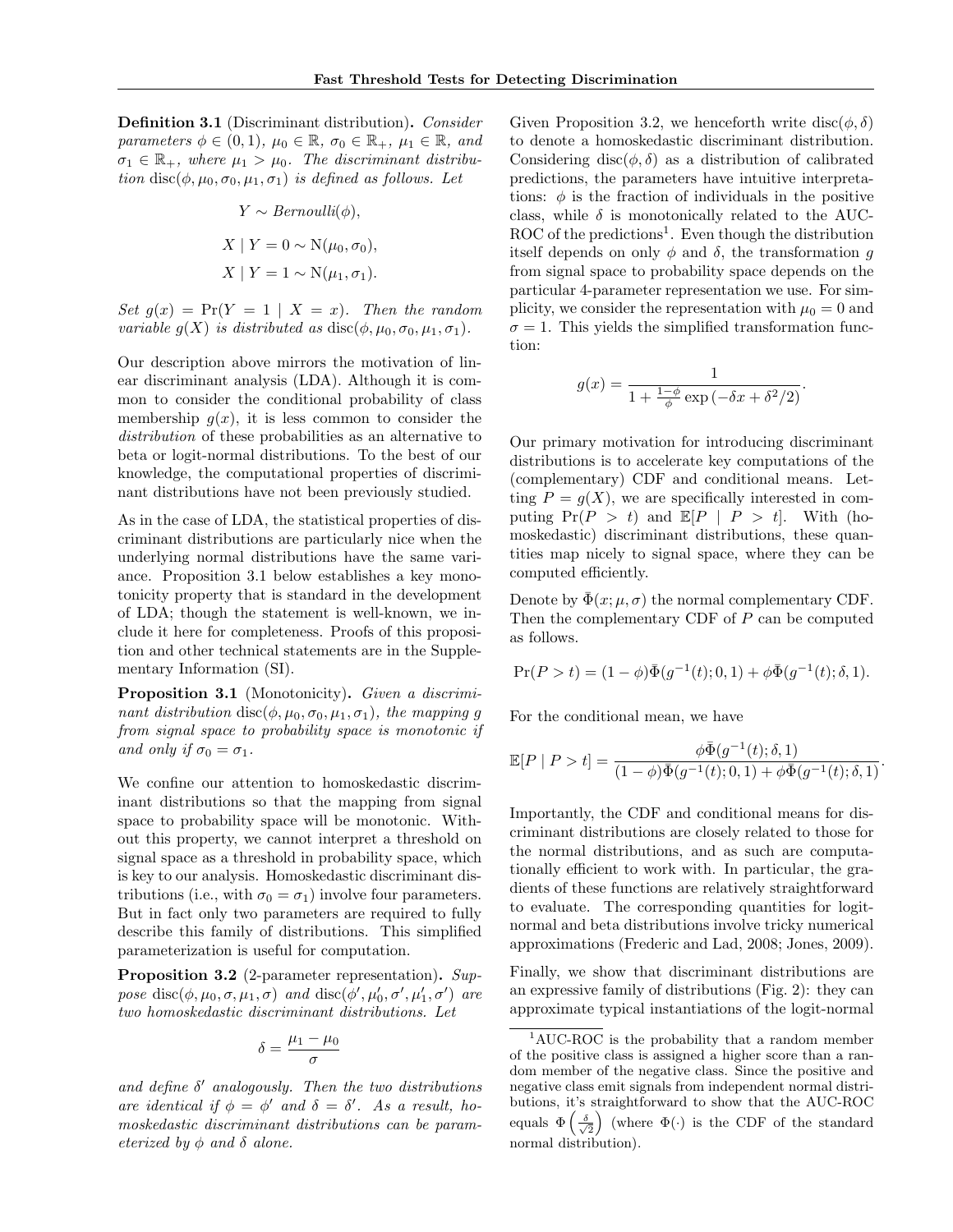**Definition 3.1** (Discriminant distribution)**.** *Consider parameters $\phi \in (0, 1)$, $\mu_0 \in \mathbb{R}$, $\sigma_0 \in \mathbb{R}_+$, $\mu_1 \in \mathbb{R}$, and $\sigma_1 \in \mathbb{R}_+$, where $\mu_1 > \mu_0$. The discriminant distribution $\text{disc}(\phi, \mu_0, \sigma_0, \mu_1, \sigma_1)$ is defined as follows. Let*

$$Y \sim \textit{Bernoulli}(\phi),$$

$$X \mid Y = 0 \sim \text{N}(\mu_0, \sigma_0),$$

$$X \mid Y = 1 \sim \text{N}(\mu_1, \sigma_1).$$

*Set $g(x) = \Pr(Y = 1 \mid X = x)$. Then the random variable $g(X)$ is distributed as $\text{disc}(\phi, \mu_0, \sigma_0, \mu_1, \sigma_1)$.*

Our description above mirrors the motivation of linear discriminant analysis (LDA). Although it is common to consider the conditional probability of class membership $g(x)$, it is less common to consider the *distribution* of these probabilities as an alternative to beta or logit-normal distributions. To the best of our knowledge, the computational properties of discriminant distributions have not been previously studied.

As in the case of LDA, the statistical properties of discriminant distributions are particularly nice when the underlying normal distributions have the same variance. Proposition 3.1 below establishes a key monotonicity property that is standard in the development of LDA; though the statement is well-known, we include it here for completeness. Proofs of this proposition and other technical statements are in the Supplementary Information (SI).

**Proposition 3.1** (Monotonicity)**.** *Given a discriminant distribution $\text{disc}(\phi, \mu_0, \sigma_0, \mu_1, \sigma_1)$, the mapping $g$ from signal space to probability space is monotonic if and only if $\sigma_0 = \sigma_1$.*

We confine our attention to homoskedastic discriminant distributions so that the mapping from signal space to probability space will be monotonic. Without this property, we cannot interpret a threshold on signal space as a threshold in probability space, which is key to our analysis. Homoskedastic discriminant distributions (i.e., with $\sigma_0 = \sigma_1$) involve four parameters. But in fact only two parameters are required to fully describe this family of distributions. This simplified parameterization is useful for computation.

**Proposition 3.2** (2-parameter representation)**.** *Suppose $\text{disc}(\phi, \mu_0, \sigma, \mu_1, \sigma)$ and $\text{disc}(\phi', \mu'_0, \sigma', \mu'_1, \sigma')$ are two homoskedastic discriminant distributions. Let*

$$\delta = \frac{\mu_1 - \mu_0}{\sigma}$$

*and define $\delta'$ analogously. Then the two distributions are identical if $\phi = \phi'$ and $\delta = \delta'$. As a result, homoskedastic discriminant distributions can be parameterized by $\phi$ and $\delta$ alone.*

Given Proposition 3.2, we henceforth write $\text{disc}(\phi, \delta)$ to denote a homoskedastic discriminant distribution. Considering $\text{disc}(\phi, \delta)$ as a distribution of calibrated predictions, the parameters have intuitive interpretations: $\phi$ is the fraction of individuals in the positive class, while $\delta$ is monotonically related to the AUC-ROC of the predictions[1]. Even though the distribution itself depends on only $\phi$ and $\delta$, the transformation $g$ from signal space to probability space depends on the particular 4-parameter representation we use. For simplicity, we consider the representation with $\mu_0 = 0$ and $\sigma = 1$. This yields the simplified transformation function:

$$g(x) = \frac{1}{1 + \frac{1-\phi}{\phi} \exp\left(-\delta x + \delta^2/2\right)}.$$

Our primary motivation for introducing discriminant distributions is to accelerate key computations of the (complementary) CDF and conditional means. Letting $P = g(X)$, we are specifically interested in computing $\Pr(P > t)$ and $\mathbb{E}[P \mid P > t]$. With (homoskedastic) discriminant distributions, these quantities map nicely to signal space, where they can be computed efficiently.

Denote by $\bar{\Phi}(x; \mu, \sigma)$ the normal complementary CDF. Then the complementary CDF of $P$ can be computed as follows.

$$\Pr(P > t) = (1 - \phi)\bar{\Phi}(g^{-1}(t); 0, 1) + \phi\bar{\Phi}(g^{-1}(t); \delta, 1).$$

For the conditional mean, we have

$$\mathbb{E}[P \mid P > t] = \frac{\phi\bar{\Phi}(g^{-1}(t); \delta, 1)}{(1 - \phi)\bar{\Phi}(g^{-1}(t); 0, 1) + \phi\bar{\Phi}(g^{-1}(t); \delta, 1)}.$$

Importantly, the CDF and conditional means for discriminant distributions are closely related to those for the normal distributions, and as such are computationally efficient to work with. In particular, the gradients of these functions are relatively straightforward to evaluate. The corresponding quantities for logit-normal and beta distributions involve tricky numerical approximations (Frederic and Lad, 2008; Jones, 2009).

Finally, we show that discriminant distributions are an expressive family of distributions (Fig. 2): they can approximate typical instantiations of the logit-normal

[1] AUC-ROC is the probability that a random member of the positive class is assigned a higher score than a random member of the negative class. Since the positive and negative class emit signals from independent normal distributions, it's straightforward to show that the AUC-ROC equals $\Phi\left(\frac{\delta}{\sqrt{2}}\right)$ (where $\Phi(\cdot)$ is the CDF of the standard normal distribution).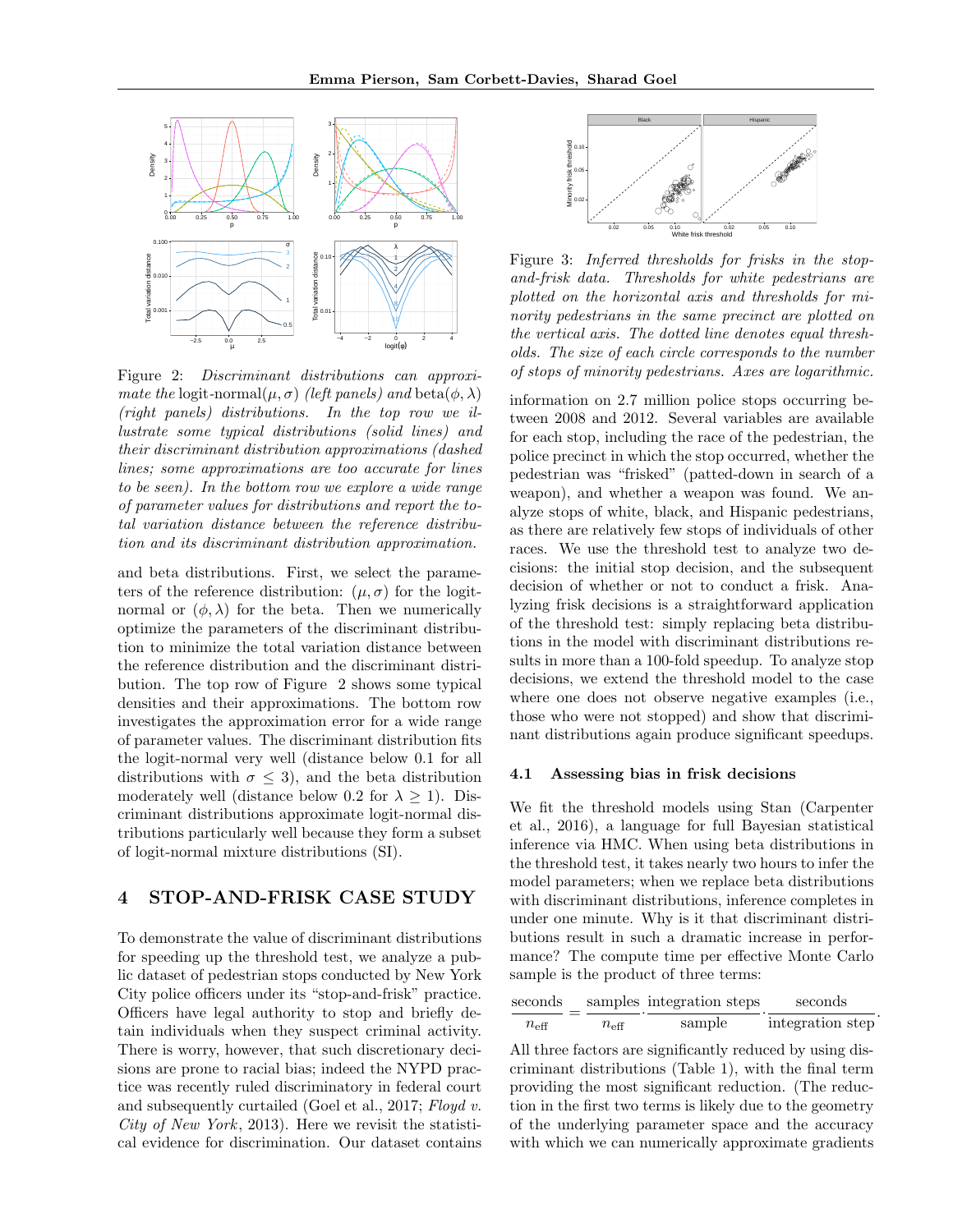Figure 2: *Discriminant distributions can approximate the* logit-normal$(\mu, \sigma)$ *(left panels) and* beta$(\phi, \lambda)$ *(right panels) distributions. In the top row we illustrate some typical distributions (solid lines) and their discriminant distribution approximations (dashed lines; some approximations are too accurate for lines to be seen). In the bottom row we explore a wide range of parameter values for distributions and report the total variation distance between the reference distribution and its discriminant distribution approximation.*

and beta distributions. First, we select the parameters of the reference distribution: $(\mu, \sigma)$ for the logit-normal or $(\phi, \lambda)$ for the beta. Then we numerically optimize the parameters of the discriminant distribution to minimize the total variation distance between the reference distribution and the discriminant distribution. The top row of Figure 2 shows some typical densities and their approximations. The bottom row investigates the approximation error for a wide range of parameter values. The discriminant distribution fits the logit-normal very well (distance below 0.1 for all distributions with $\sigma \leq 3$), and the beta distribution moderately well (distance below 0.2 for $\lambda \geq 1$). Discriminant distributions approximate logit-normal distributions particularly well because they form a subset of logit-normal mixture distributions (SI).

# 4 STOP-AND-FRISK CASE STUDY

To demonstrate the value of discriminant distributions for speeding up the threshold test, we analyze a public dataset of pedestrian stops conducted by New York City police officers under its "stop-and-frisk" practice. Officers have legal authority to stop and briefly detain individuals when they suspect criminal activity. There is worry, however, that such discretionary decisions are prone to racial bias; indeed the NYPD practice was recently ruled discriminatory in federal court and subsequently curtailed (Goel et al., 2017; *Floyd v. City of New York*, 2013). Here we revisit the statistical evidence for discrimination. Our dataset contains information on 2.7 million police stops occurring between 2008 and 2012. Several variables are available for each stop, including the race of the pedestrian, the police precinct in which the stop occurred, whether the pedestrian was "frisked" (patted-down in search of a weapon), and whether a weapon was found. We analyze stops of white, black, and Hispanic pedestrians, as there are relatively few stops of individuals of other races. We use the threshold test to analyze two decisions: the initial stop decision, and the subsequent decision of whether or not to conduct a frisk. Analyzing frisk decisions is a straightforward application of the threshold test: simply replacing beta distributions in the model with discriminant distributions results in more than a 100-fold speedup. To analyze stop decisions, we extend the threshold model to the case where one does not observe negative examples (i.e., those who were not stopped) and show that discriminant distributions again produce significant speedups.

Figure 3: *Inferred thresholds for frisks in the stop-and-frisk data. Thresholds for white pedestrians are plotted on the horizontal axis and thresholds for minority pedestrians in the same precinct are plotted on the vertical axis. The dotted line denotes equal thresholds. The size of each circle corresponds to the number of stops of minority pedestrians. Axes are logarithmic.*

## 4.1 Assessing bias in frisk decisions

We fit the threshold models using Stan (Carpenter et al., 2016), a language for full Bayesian statistical inference via HMC. When using beta distributions in the threshold test, it takes nearly two hours to infer the model parameters; when we replace beta distributions with discriminant distributions, inference completes in under one minute. Why is it that discriminant distributions result in such a dramatic increase in performance? The compute time per effective Monte Carlo sample is the product of three terms:

$$\frac{\text{seconds}}{n_{\text{eff}}} = \frac{\text{samples}}{n_{\text{eff}}} \cdot \frac{\text{integration steps}}{\text{sample}} \cdot \frac{\text{seconds}}{\text{integration step}}.$$

All three factors are significantly reduced by using discriminant distributions (Table 1), with the final term providing the most significant reduction. (The reduction in the first two terms is likely due to the geometry of the underlying parameter space and the accuracy with which we can numerically approximate gradients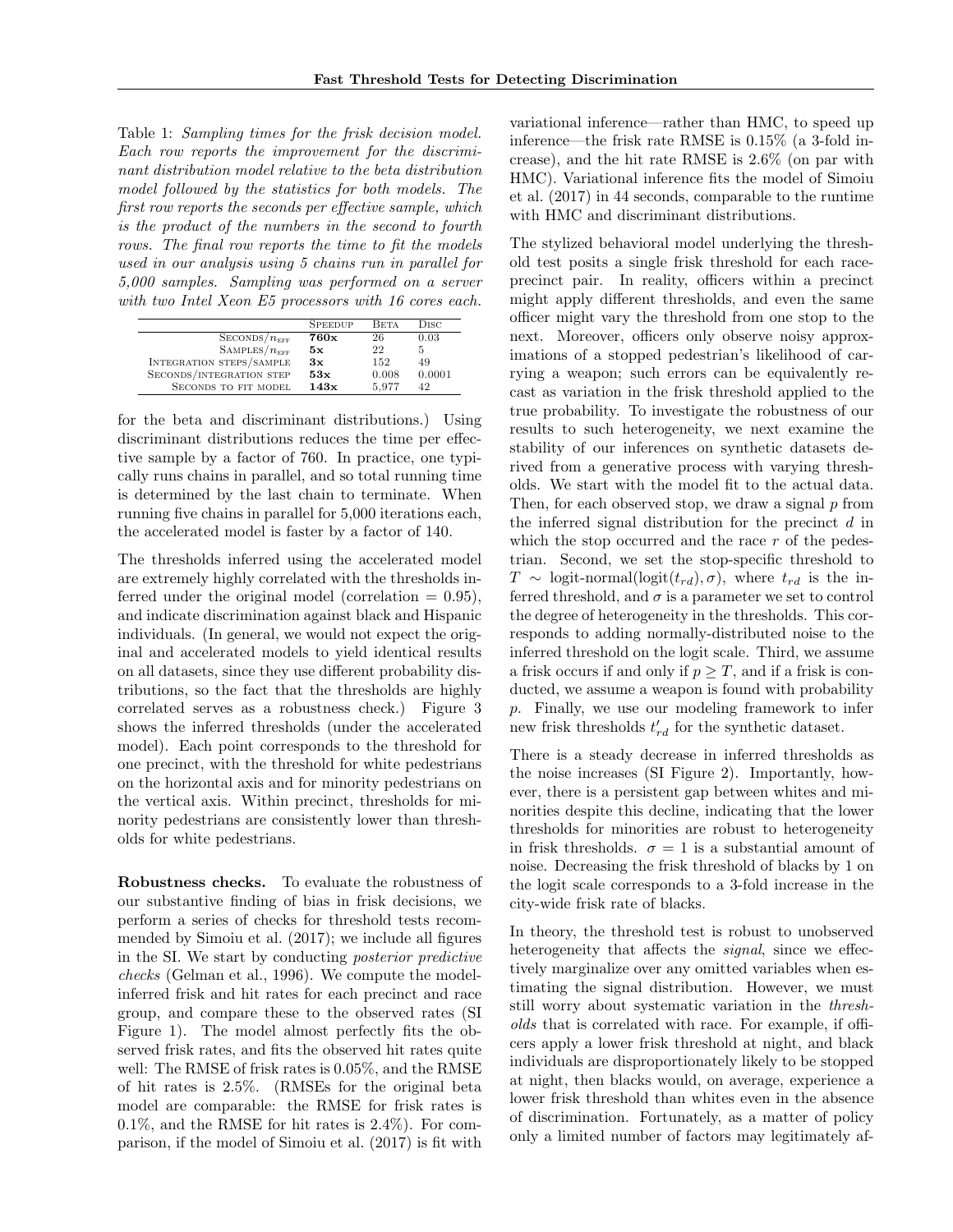Table 1: *Sampling times for the frisk decision model. Each row reports the improvement for the discriminant distribution model relative to the beta distribution model followed by the statistics for both models. The first row reports the seconds per effective sample, which is the product of the numbers in the second to fourth rows. The final row reports the time to fit the models used in our analysis using 5 chains run in parallel for 5,000 samples. Sampling was performed on a server with two Intel Xeon E5 processors with 16 cores each.*

| | Speedup | Beta | Disc |
|---|---|---|---|
| Seconds/$n_{\text{eff}}$ | **760x** | 26 | 0.03 |
| Samples/$n_{\text{eff}}$ | **5x** | 22 | 5 |
| Integration steps/sample | **3x** | 152 | 49 |
| Seconds/integration step | **53x** | 0.008 | 0.0001 |
| Seconds to fit model | **143x** | 5,977 | 42 |

for the beta and discriminant distributions.) Using discriminant distributions reduces the time per effective sample by a factor of 760. In practice, one typically runs chains in parallel, and so total running time is determined by the last chain to terminate. When running five chains in parallel for 5,000 iterations each, the accelerated model is faster by a factor of 140.

The thresholds inferred using the accelerated model are extremely highly correlated with the thresholds inferred under the original model (correlation = 0.95), and indicate discrimination against black and Hispanic individuals. (In general, we would not expect the original and accelerated models to yield identical results on all datasets, since they use different probability distributions, so the fact that the thresholds are highly correlated serves as a robustness check.) Figure 3 shows the inferred thresholds (under the accelerated model). Each point corresponds to the threshold for one precinct, with the threshold for white pedestrians on the horizontal axis and for minority pedestrians on the vertical axis. Within precinct, thresholds for minority pedestrians are consistently lower than thresholds for white pedestrians.

**Robustness checks.** To evaluate the robustness of our substantive finding of bias in frisk decisions, we perform a series of checks for threshold tests recommended by Simoiu et al. (2017); we include all figures in the SI. We start by conducting *posterior predictive checks* (Gelman et al., 1996). We compute the model-inferred frisk and hit rates for each precinct and race group, and compare these to the observed rates (SI Figure 1). The model almost perfectly fits the observed frisk rates, and fits the observed hit rates quite well: The RMSE of frisk rates is 0.05%, and the RMSE of hit rates is 2.5%. (RMSEs for the original beta model are comparable: the RMSE for frisk rates is 0.1%, and the RMSE for hit rates is 2.4%). For comparison, if the model of Simoiu et al. (2017) is fit with variational inference—rather than HMC, to speed up inference—the frisk rate RMSE is 0.15% (a 3-fold increase), and the hit rate RMSE is 2.6% (on par with HMC). Variational inference fits the model of Simoiu et al. (2017) in 44 seconds, comparable to the runtime with HMC and discriminant distributions.

The stylized behavioral model underlying the threshold test posits a single frisk threshold for each race-precinct pair. In reality, officers within a precinct might apply different thresholds, and even the same officer might vary the threshold from one stop to the next. Moreover, officers only observe noisy approximations of a stopped pedestrian's likelihood of carrying a weapon; such errors can be equivalently recast as variation in the frisk threshold applied to the true probability. To investigate the robustness of our results to such heterogeneity, we next examine the stability of our inferences on synthetic datasets derived from a generative process with varying thresholds. We start with the model fit to the actual data. Then, for each observed stop, we draw a signal $p$ from the inferred signal distribution for the precinct $d$ in which the stop occurred and the race $r$ of the pedestrian. Second, we set the stop-specific threshold to $T \sim \text{logit-normal}(\text{logit}(t_{rd}), \sigma)$, where $t_{rd}$ is the inferred threshold, and $\sigma$ is a parameter we set to control the degree of heterogeneity in the thresholds. This corresponds to adding normally-distributed noise to the inferred threshold on the logit scale. Third, we assume a frisk occurs if and only if $p \geq T$, and if a frisk is conducted, we assume a weapon is found with probability $p$. Finally, we use our modeling framework to infer new frisk thresholds $t'_{rd}$ for the synthetic dataset.

There is a steady decrease in inferred thresholds as the noise increases (SI Figure 2). Importantly, however, there is a persistent gap between whites and minorities despite this decline, indicating that the lower thresholds for minorities are robust to heterogeneity in frisk thresholds. $\sigma = 1$ is a substantial amount of noise. Decreasing the frisk threshold of blacks by 1 on the logit scale corresponds to a 3-fold increase in the city-wide frisk rate of blacks.

In theory, the threshold test is robust to unobserved heterogeneity that affects the *signal*, since we effectively marginalize over any omitted variables when estimating the signal distribution. However, we must still worry about systematic variation in the *thresholds* that is correlated with race. For example, if officers apply a lower frisk threshold at night, and black individuals are disproportionately likely to be stopped at night, then blacks would, on average, experience a lower frisk threshold than whites even in the absence of discrimination. Fortunately, as a matter of policy only a limited number of factors may legitimately af-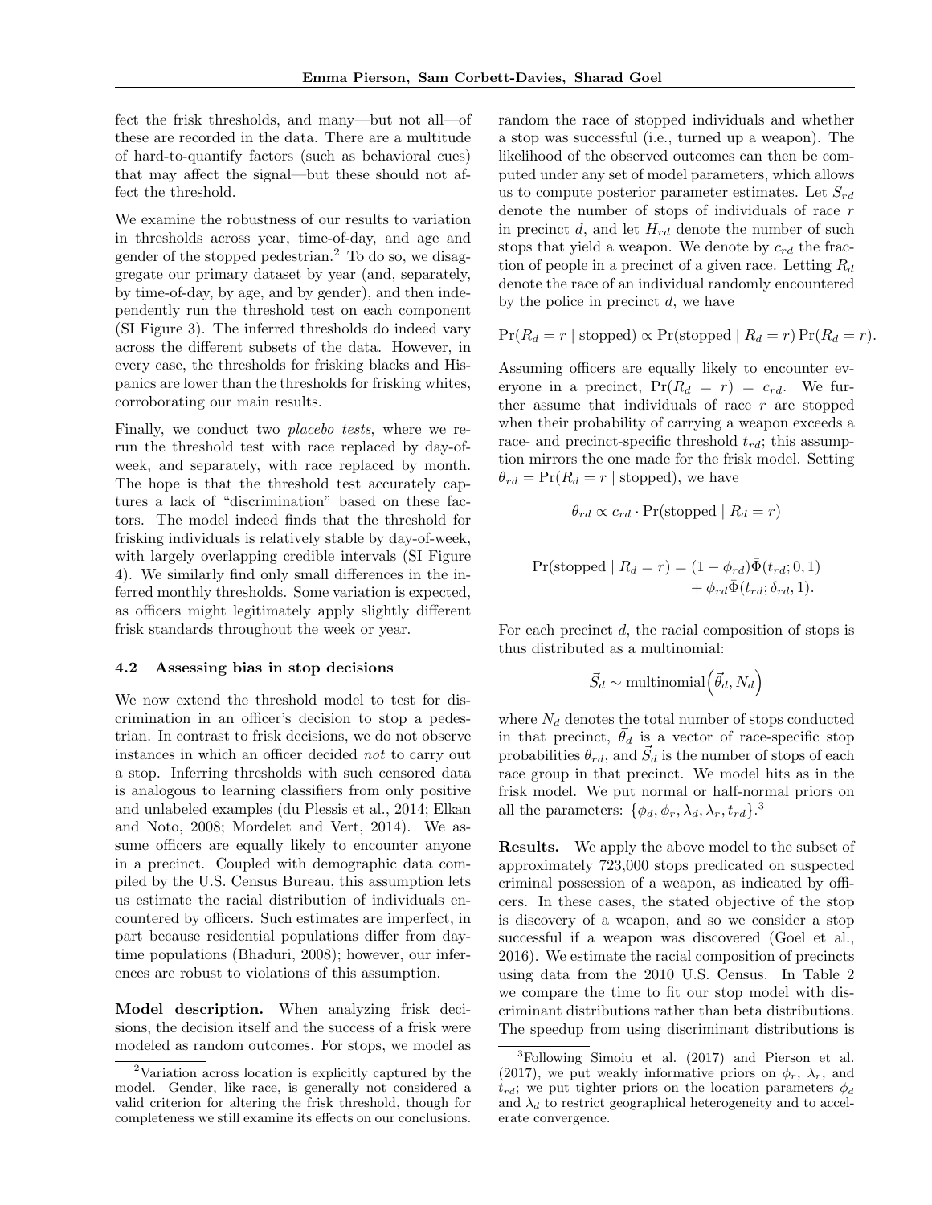fect the frisk thresholds, and many—but not all—of these are recorded in the data. There are a multitude of hard-to-quantify factors (such as behavioral cues) that may affect the signal—but these should not affect the threshold.

We examine the robustness of our results to variation in thresholds across year, time-of-day, and age and gender of the stopped pedestrian.[2] To do so, we disaggregate our primary dataset by year (and, separately, by time-of-day, by age, and by gender), and then independently run the threshold test on each component (SI Figure 3). The inferred thresholds do indeed vary across the different subsets of the data. However, in every case, the thresholds for frisking blacks and Hispanics are lower than the thresholds for frisking whites, corroborating our main results.

Finally, we conduct two *placebo tests*, where we rerun the threshold test with race replaced by day-of-week, and separately, with race replaced by month. The hope is that the threshold test accurately captures a lack of "discrimination" based on these factors. The model indeed finds that the threshold for frisking individuals is relatively stable by day-of-week, with largely overlapping credible intervals (SI Figure 4). We similarly find only small differences in the inferred monthly thresholds. Some variation is expected, as officers might legitimately apply slightly different frisk standards throughout the week or year.

### 4.2 Assessing bias in stop decisions

We now extend the threshold model to test for discrimination in an officer's decision to stop a pedestrian. In contrast to frisk decisions, we do not observe instances in which an officer decided *not* to carry out a stop. Inferring thresholds with such censored data is analogous to learning classifiers from only positive and unlabeled examples (du Plessis et al., 2014; Elkan and Noto, 2008; Mordelet and Vert, 2014). We assume officers are equally likely to encounter anyone in a precinct. Coupled with demographic data compiled by the U.S. Census Bureau, this assumption lets us estimate the racial distribution of individuals encountered by officers. Such estimates are imperfect, in part because residential populations differ from daytime populations (Bhaduri, 2008); however, our inferences are robust to violations of this assumption.

**Model description.** When analyzing frisk decisions, the decision itself and the success of a frisk were modeled as random outcomes. For stops, we model as random the race of stopped individuals and whether a stop was successful (i.e., turned up a weapon). The likelihood of the observed outcomes can then be computed under any set of model parameters, which allows us to compute posterior parameter estimates. Let $S_{rd}$ denote the number of stops of individuals of race $r$ in precinct $d$, and let $H_{rd}$ denote the number of such stops that yield a weapon. We denote by $c_{rd}$ the fraction of people in a precinct of a given race. Letting $R_d$ denote the race of an individual randomly encountered by the police in precinct $d$, we have

$$\Pr(R_d = r \mid \text{stopped}) \propto \Pr(\text{stopped} \mid R_d = r) \Pr(R_d = r).$$

Assuming officers are equally likely to encounter everyone in a precinct, $\Pr(R_d = r) = c_{rd}$. We further assume that individuals of race $r$ are stopped when their probability of carrying a weapon exceeds a race- and precinct-specific threshold $t_{rd}$; this assumption mirrors the one made for the frisk model. Setting $\theta_{rd} = \Pr(R_d = r \mid \text{stopped})$, we have

$$\theta_{rd} \propto c_{rd} \cdot \Pr(\text{stopped} \mid R_d = r)$$

$$\Pr(\text{stopped} \mid R_d = r) = (1 - \phi_{rd})\bar{\Phi}(t_{rd}; 0, 1) + \phi_{rd}\bar{\Phi}(t_{rd}; \delta_{rd}, 1).$$

For each precinct $d$, the racial composition of stops is thus distributed as a multinomial:

$$\vec{S}_d \sim \text{multinomial}\left(\vec{\theta}_d, N_d\right)$$

where $N_d$ denotes the total number of stops conducted in that precinct, $\vec{\theta}_d$ is a vector of race-specific stop probabilities $\theta_{rd}$, and $\vec{S}_d$ is the number of stops of each race group in that precinct. We model hits as in the frisk model. We put normal or half-normal priors on all the parameters: $\{\phi_d, \phi_r, \lambda_d, \lambda_r, t_{rd}\}$.[3]

**Results.** We apply the above model to the subset of approximately 723,000 stops predicated on suspected criminal possession of a weapon, as indicated by officers. In these cases, the stated objective of the stop is discovery of a weapon, and so we consider a stop successful if a weapon was discovered (Goel et al., 2016). We estimate the racial composition of precincts using data from the 2010 U.S. Census. In Table 2 we compare the time to fit our stop model with discriminant distributions rather than beta distributions. The speedup from using discriminant distributions is

[2] Variation across location is explicitly captured by the model. Gender, like race, is generally not considered a valid criterion for altering the frisk threshold, though for completeness we still examine its effects on our conclusions.

[3] Following Simoiu et al. (2017) and Pierson et al. (2017), we put weakly informative priors on $\phi_r$, $\lambda_r$, and $t_{rd}$; we put tighter priors on the location parameters $\phi_d$ and $\lambda_d$ to restrict geographical heterogeneity and to accelerate convergence.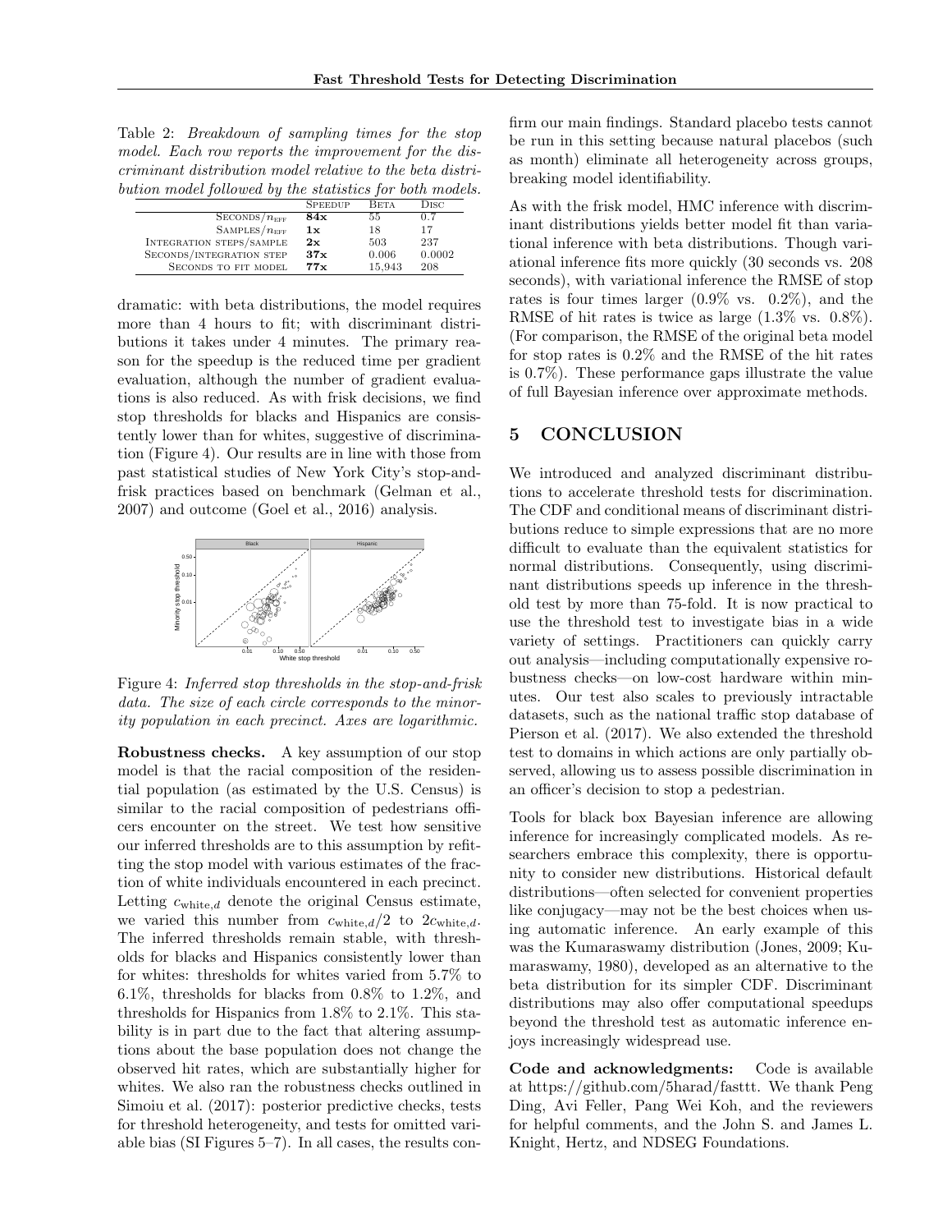Table 2: *Breakdown of sampling times for the stop model. Each row reports the improvement for the discriminant distribution model relative to the beta distribution model followed by the statistics for both models.*

| | Speedup | Beta | Disc |
|---|---|---|---|
| Seconds/$n_{\text{eff}}$ | **84x** | 55 | 0.7 |
| Samples/$n_{\text{eff}}$ | **1x** | 18 | 17 |
| Integration steps/sample | **2x** | 503 | 237 |
| Seconds/integration step | **37x** | 0.006 | 0.0002 |
| Seconds to fit model | **77x** | 15,943 | 208 |

dramatic: with beta distributions, the model requires more than 4 hours to fit; with discriminant distributions it takes under 4 minutes. The primary reason for the speedup is the reduced time per gradient evaluation, although the number of gradient evaluations is also reduced. As with frisk decisions, we find stop thresholds for blacks and Hispanics are consistently lower than for whites, suggestive of discrimination (Figure 4). Our results are in line with those from past statistical studies of New York City's stop-and-frisk practices based on benchmark (Gelman et al., 2007) and outcome (Goel et al., 2016) analysis.

Figure 4: *Inferred stop thresholds in the stop-and-frisk data. The size of each circle corresponds to the minority population in each precinct. Axes are logarithmic.*

**Robustness checks.** A key assumption of our stop model is that the racial composition of the residential population (as estimated by the U.S. Census) is similar to the racial composition of pedestrians officers encounter on the street. We test how sensitive our inferred thresholds are to this assumption by refitting the stop model with various estimates of the fraction of white individuals encountered in each precinct. Letting $c_{\text{white},d}$ denote the original Census estimate, we varied this number from $c_{\text{white},d}/2$ to $2c_{\text{white},d}$. The inferred thresholds remain stable, with thresholds for blacks and Hispanics consistently lower than for whites: thresholds for whites varied from 5.7% to 6.1%, thresholds for blacks from 0.8% to 1.2%, and thresholds for Hispanics from 1.8% to 2.1%. This stability is in part due to the fact that altering assumptions about the base population does not change the observed hit rates, which are substantially higher for whites. We also ran the robustness checks outlined in Simoiu et al. (2017): posterior predictive checks, tests for threshold heterogeneity, and tests for omitted variable bias (SI Figures 5–7). In all cases, the results confirm our main findings. Standard placebo tests cannot be run in this setting because natural placebos (such as month) eliminate all heterogeneity across groups, breaking model identifiability.

As with the frisk model, HMC inference with discriminant distributions yields better model fit than variational inference with beta distributions. Though variational inference fits more quickly (30 seconds vs. 208 seconds), with variational inference the RMSE of stop rates is four times larger (0.9% vs. 0.2%), and the RMSE of hit rates is twice as large (1.3% vs. 0.8%). (For comparison, the RMSE of the original beta model for stop rates is 0.2% and the RMSE of the hit rates is 0.7%.) These performance gaps illustrate the value of full Bayesian inference over approximate methods.

# 5 CONCLUSION

We introduced and analyzed discriminant distributions to accelerate threshold tests for discrimination. The CDF and conditional means of discriminant distributions reduce to simple expressions that are no more difficult to evaluate than the equivalent statistics for normal distributions. Consequently, using discriminant distributions speeds up inference in the threshold test by more than 75-fold. It is now practical to use the threshold test to investigate bias in a wide variety of settings. Practitioners can quickly carry out analysis—including computationally expensive robustness checks—on low-cost hardware within minutes. Our test also scales to previously intractable datasets, such as the national traffic stop database of Pierson et al. (2017). We also extended the threshold test to domains in which actions are only partially observed, allowing us to assess possible discrimination in an officer's decision to stop a pedestrian.

Tools for black box Bayesian inference are allowing inference for increasingly complicated models. As researchers embrace this complexity, there is opportunity to consider new distributions. Historical default distributions—often selected for convenient properties like conjugacy—may not be the best choices when using automatic inference. An early example of this was the Kumaraswamy distribution (Jones, 2009; Kumaraswamy, 1980), developed as an alternative to the beta distribution for its simpler CDF. Discriminant distributions may also offer computational speedups beyond the threshold test as automatic inference enjoys increasingly widespread use.

**Code and acknowledgments:** Code is available at https://github.com/5harad/fasttt. We thank Peng Ding, Avi Feller, Pang Wei Koh, and the reviewers for helpful comments, and the John S. and James L. Knight, Hertz, and NDSEG Foundations.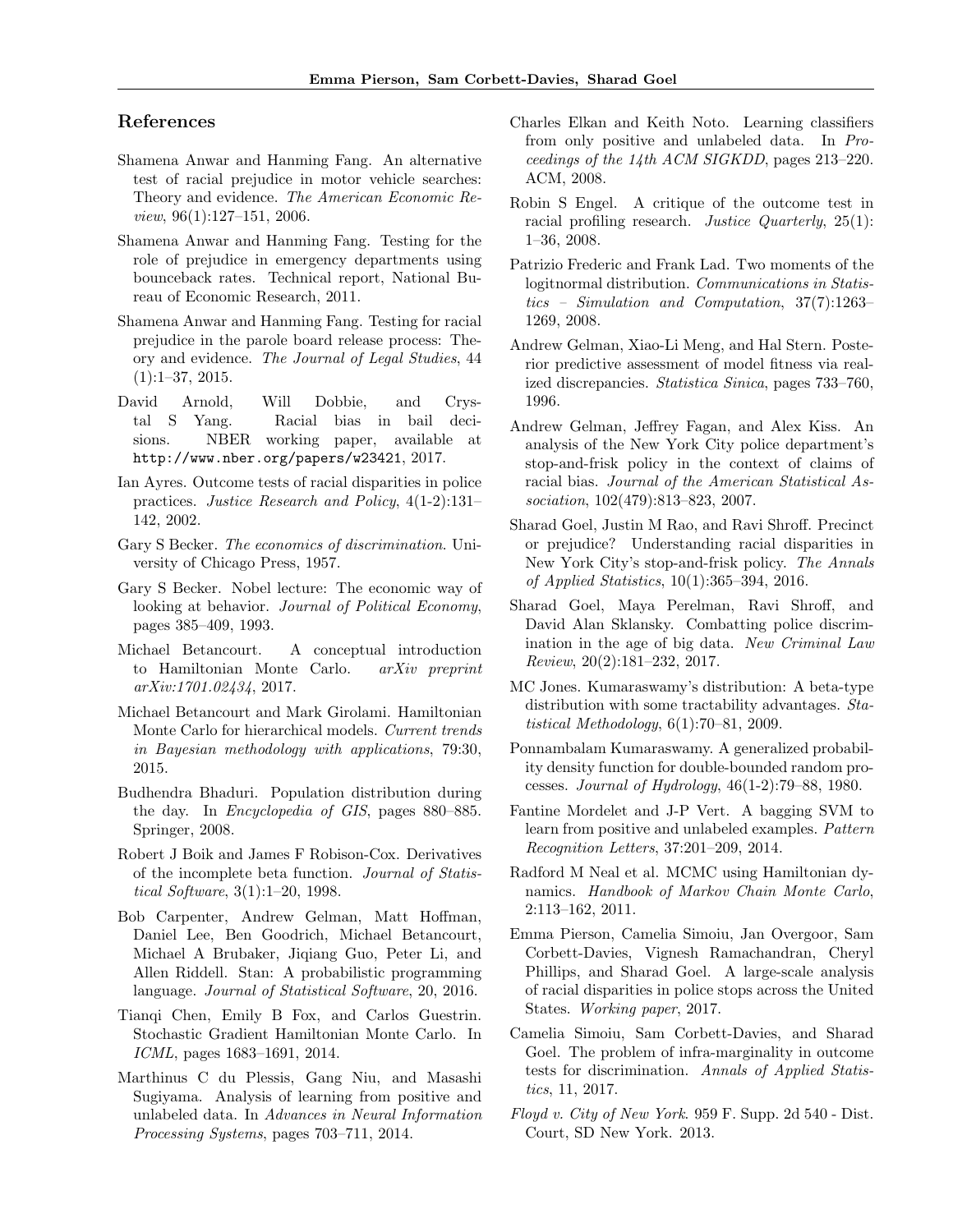## References

Shamena Anwar and Hanming Fang. An alternative test of racial prejudice in motor vehicle searches: Theory and evidence. *The American Economic Review*, 96(1):127–151, 2006.

Shamena Anwar and Hanming Fang. Testing for the role of prejudice in emergency departments using bounceback rates. Technical report, National Bureau of Economic Research, 2011.

Shamena Anwar and Hanming Fang. Testing for racial prejudice in the parole board release process: Theory and evidence. *The Journal of Legal Studies*, 44 (1):1–37, 2015.

David Arnold, Will Dobbie, and Crystal S Yang. Racial bias in bail decisions. NBER working paper, available at http://www.nber.org/papers/w23421, 2017.

Ian Ayres. Outcome tests of racial disparities in police practices. *Justice Research and Policy*, 4(1-2):131–142, 2002.

Gary S Becker. *The economics of discrimination*. University of Chicago Press, 1957.

Gary S Becker. Nobel lecture: The economic way of looking at behavior. *Journal of Political Economy*, pages 385–409, 1993.

Michael Betancourt. A conceptual introduction to Hamiltonian Monte Carlo. *arXiv preprint arXiv:1701.02434*, 2017.

Michael Betancourt and Mark Girolami. Hamiltonian Monte Carlo for hierarchical models. *Current trends in Bayesian methodology with applications*, 79:30, 2015.

Budhendra Bhaduri. Population distribution during the day. In *Encyclopedia of GIS*, pages 880–885. Springer, 2008.

Robert J Boik and James F Robison-Cox. Derivatives of the incomplete beta function. *Journal of Statistical Software*, 3(1):1–20, 1998.

Bob Carpenter, Andrew Gelman, Matt Hoffman, Daniel Lee, Ben Goodrich, Michael Betancourt, Michael A Brubaker, Jiqiang Guo, Peter Li, and Allen Riddell. Stan: A probabilistic programming language. *Journal of Statistical Software*, 20, 2016.

Tianqi Chen, Emily B Fox, and Carlos Guestrin. Stochastic Gradient Hamiltonian Monte Carlo. In *ICML*, pages 1683–1691, 2014.

Marthinus C du Plessis, Gang Niu, and Masashi Sugiyama. Analysis of learning from positive and unlabeled data. In *Advances in Neural Information Processing Systems*, pages 703–711, 2014.

Charles Elkan and Keith Noto. Learning classifiers from only positive and unlabeled data. In *Proceedings of the 14th ACM SIGKDD*, pages 213–220. ACM, 2008.

Robin S Engel. A critique of the outcome test in racial profiling research. *Justice Quarterly*, 25(1): 1–36, 2008.

Patrizio Frederic and Frank Lad. Two moments of the logitnormal distribution. *Communications in Statistics – Simulation and Computation*, 37(7):1263–1269, 2008.

Andrew Gelman, Xiao-Li Meng, and Hal Stern. Posterior predictive assessment of model fitness via realized discrepancies. *Statistica Sinica*, pages 733–760, 1996.

Andrew Gelman, Jeffrey Fagan, and Alex Kiss. An analysis of the New York City police department's stop-and-frisk policy in the context of claims of racial bias. *Journal of the American Statistical Association*, 102(479):813–823, 2007.

Sharad Goel, Justin M Rao, and Ravi Shroff. Precinct or prejudice? Understanding racial disparities in New York City's stop-and-frisk policy. *The Annals of Applied Statistics*, 10(1):365–394, 2016.

Sharad Goel, Maya Perelman, Ravi Shroff, and David Alan Sklansky. Combatting police discrimination in the age of big data. *New Criminal Law Review*, 20(2):181–232, 2017.

MC Jones. Kumaraswamy's distribution: A beta-type distribution with some tractability advantages. *Statistical Methodology*, 6(1):70–81, 2009.

Ponnambalam Kumaraswamy. A generalized probability density function for double-bounded random processes. *Journal of Hydrology*, 46(1-2):79–88, 1980.

Fantine Mordelet and J-P Vert. A bagging SVM to learn from positive and unlabeled examples. *Pattern Recognition Letters*, 37:201–209, 2014.

Radford M Neal et al. MCMC using Hamiltonian dynamics. *Handbook of Markov Chain Monte Carlo*, 2:113–162, 2011.

Emma Pierson, Camelia Simoiu, Jan Overgoor, Sam Corbett-Davies, Vignesh Ramachandran, Cheryl Phillips, and Sharad Goel. A large-scale analysis of racial disparities in police stops across the United States. *Working paper*, 2017.

Camelia Simoiu, Sam Corbett-Davies, and Sharad Goel. The problem of infra-marginality in outcome tests for discrimination. *Annals of Applied Statistics*, 11, 2017.

*Floyd v. City of New York*. 959 F. Supp. 2d 540 - Dist. Court, SD New York. 2013.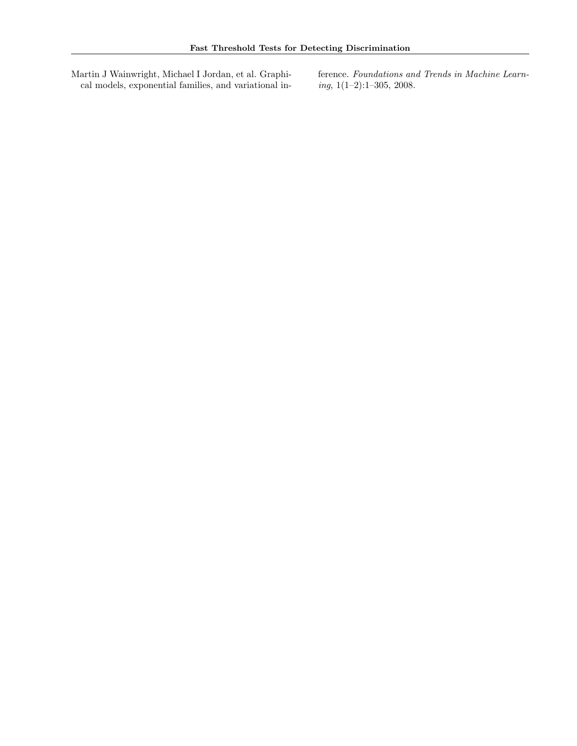Martin J Wainwright, Michael I Jordan, et al. Graphical models, exponential families, and variational inference. *Foundations and Trends in Machine Learning*, 1(1–2):1–305, 2008.